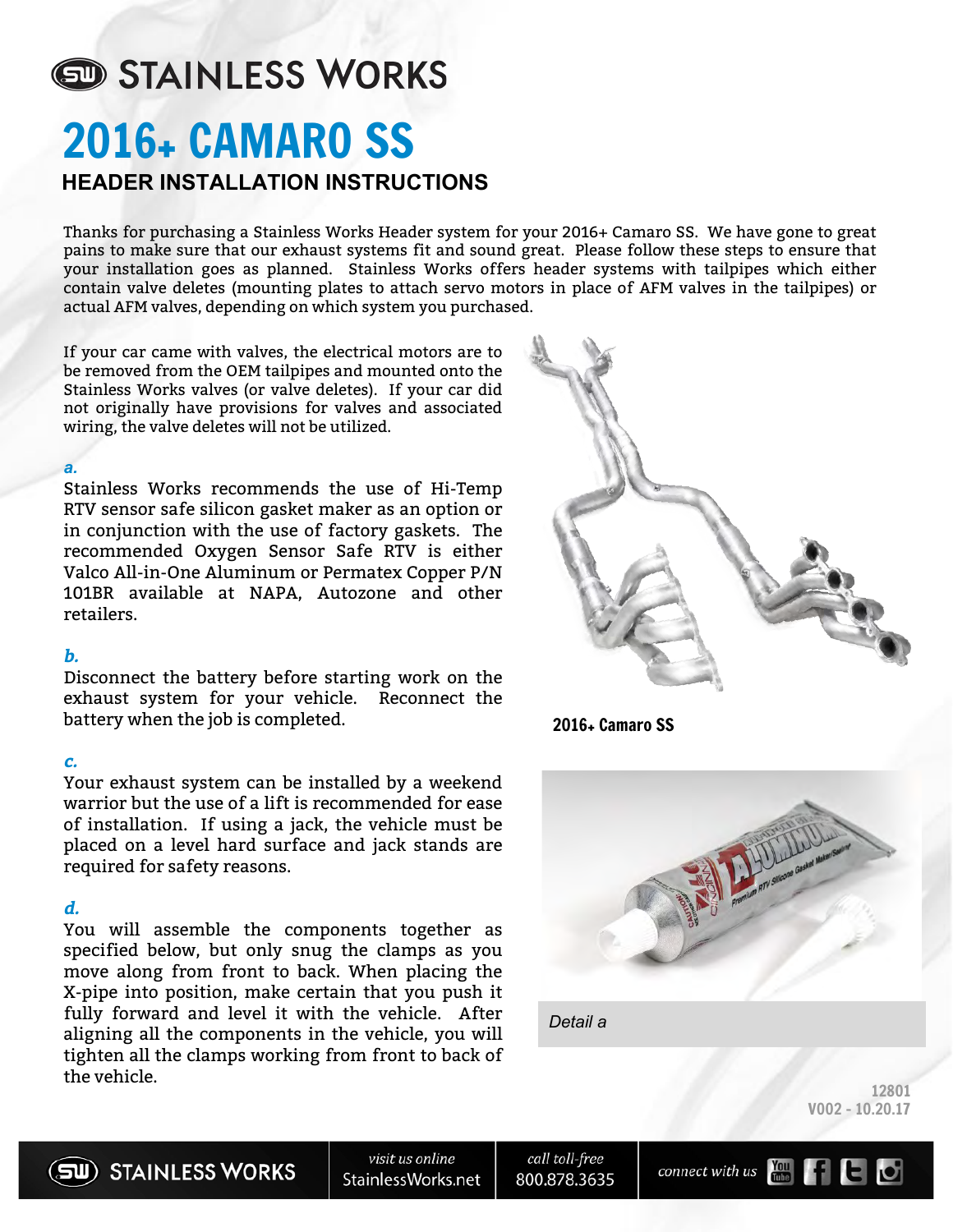# STAINLESS WORKS

# 2016+ CAMARO SS

## HEADER INSTALLATION INSTRUCTIONS

Thanks for purchasing a Stainless Works Header system for your 2016+ Camaro SS. We have gone to great pains to make sure that our exhaust systems fit and sound great. Please follow these steps to ensure that your installation goes as planned. Stainless Works offers header systems with tailpipes which either contain valve deletes (mounting plates to attach servo motors in place of AFM valves in the tailpipes) or actual AFM valves, depending on which system you purchased.

If your car came with valves, the electrical motors are to be removed from the OEM tailpipes and mounted onto the Stainless Works valves (or valve deletes). If your car did not originally have provisions for valves and associated wiring, the valve deletes will not be utilized.

***a.***

Stainless Works recommends the use of Hi-Temp RTV sensor safe silicon gasket maker as an option or in conjunction with the use of factory gaskets. The recommended Oxygen Sensor Safe RTV is either Valco All-in-One Aluminum or Permatex Copper P/N 101BR available at NAPA, Autozone and other retailers.

***b.***

Disconnect the battery before starting work on the exhaust system for your vehicle. Reconnect the battery when the job is completed.

***c.***

Your exhaust system can be installed by a weekend warrior but the use of a lift is recommended for ease of installation. If using a jack, the vehicle must be placed on a level hard surface and jack stands are required for safety reasons.

***d.***

You will assemble the components together as specified below, but only snug the clamps as you move along from front to back. When placing the X-pipe into position, make certain that you push it fully forward and level it with the vehicle. After aligning all the components in the vehicle, you will tighten all the clamps working from front to back of the vehicle.

**2016+ Camaro SS**

*Detail a*

12801
V002 - 10.20.17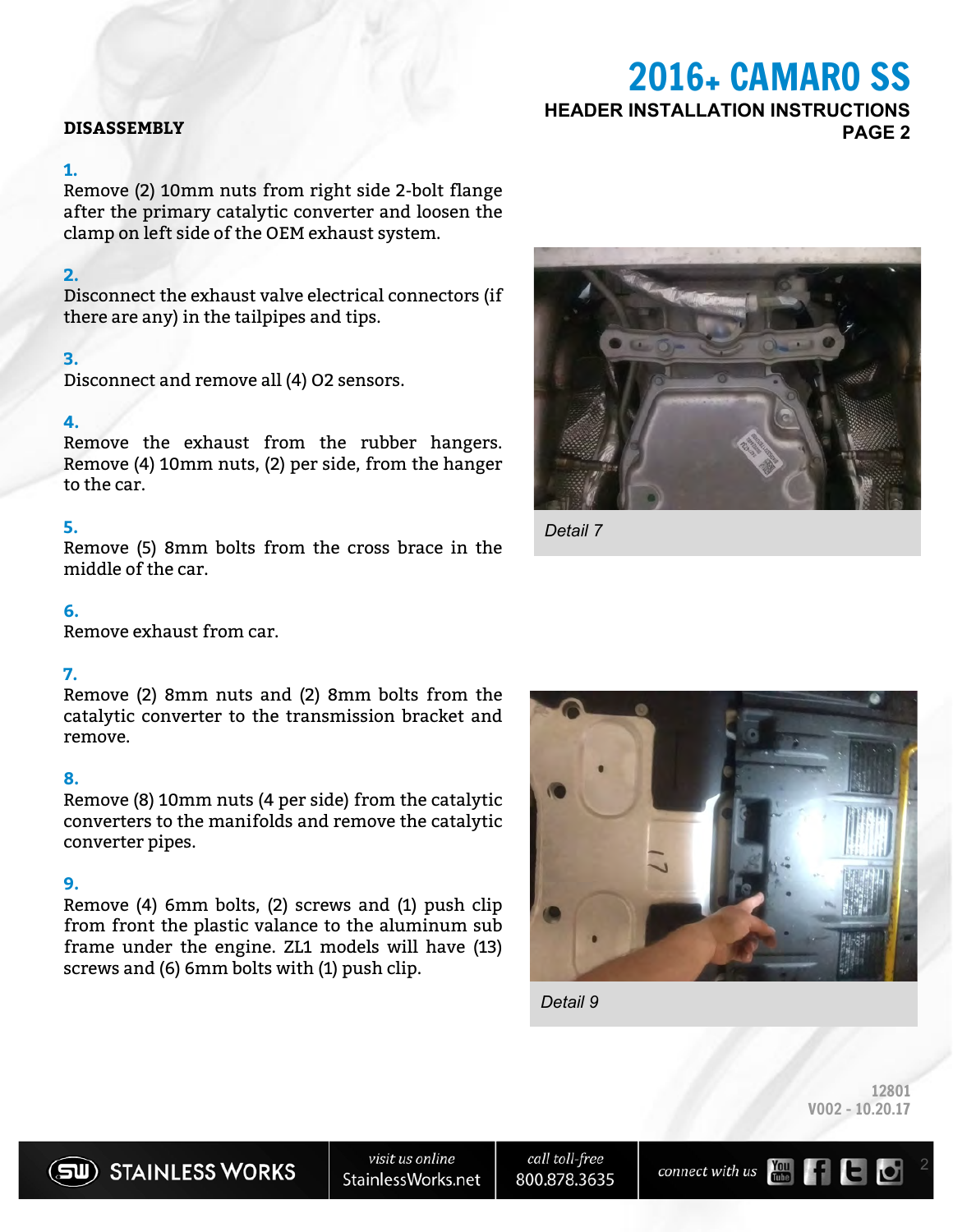## DISASSEMBLY

**1.**
Remove (2) 10mm nuts from right side 2-bolt flange after the primary catalytic converter and loosen the clamp on left side of the OEM exhaust system.

**2.**
Disconnect the exhaust valve electrical connectors (if there are any) in the tailpipes and tips.

**3.**
Disconnect and remove all (4) O2 sensors.

**4.**
Remove the exhaust from the rubber hangers. Remove (4) 10mm nuts, (2) per side, from the hanger to the car.

**5.**
Remove (5) 8mm bolts from the cross brace in the middle of the car.

**6.**
Remove exhaust from car.

**7.**
Remove (2) 8mm nuts and (2) 8mm bolts from the catalytic converter to the transmission bracket and remove.

**8.**
Remove (8) 10mm nuts (4 per side) from the catalytic converters to the manifolds and remove the catalytic converter pipes.

**9.**
Remove (4) 6mm bolts, (2) screws and (1) push clip from front the plastic valance to the aluminum sub frame under the engine. ZL1 models will have (13) screws and (6) 6mm bolts with (1) push clip.

*Detail 7*

*Detail 9*

12801
V002 - 10.20.17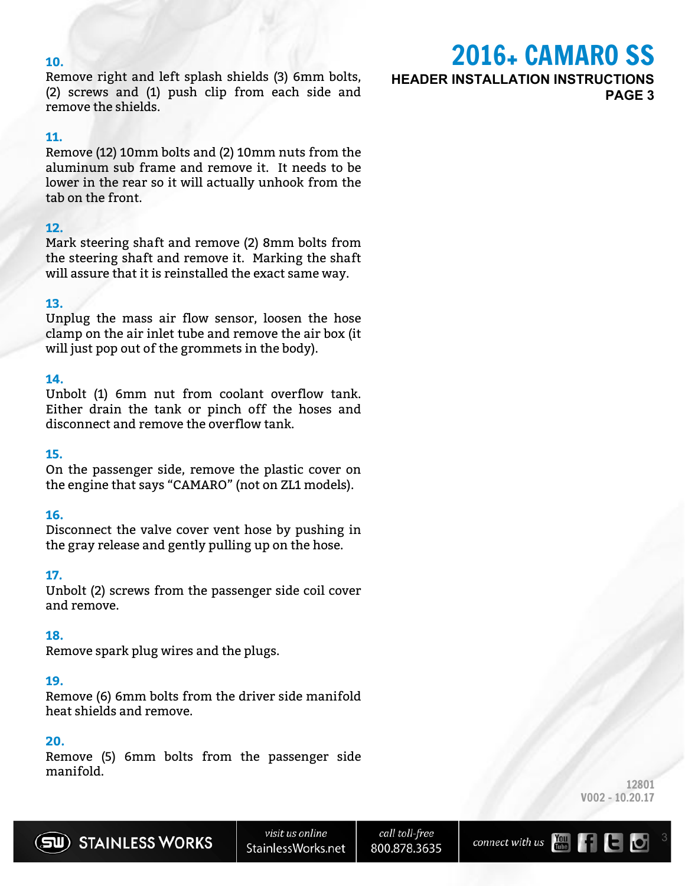**10.**
Remove right and left splash shields (3) 6mm bolts, (2) screws and (1) push clip from each side and remove the shields.

**11.**
Remove (12) 10mm bolts and (2) 10mm nuts from the aluminum sub frame and remove it. It needs to be lower in the rear so it will actually unhook from the tab on the front.

**12.**
Mark steering shaft and remove (2) 8mm bolts from the steering shaft and remove it. Marking the shaft will assure that it is reinstalled the exact same way.

**13.**
Unplug the mass air flow sensor, loosen the hose clamp on the air inlet tube and remove the air box (it will just pop out of the grommets in the body).

**14.**
Unbolt (1) 6mm nut from coolant overflow tank. Either drain the tank or pinch off the hoses and disconnect and remove the overflow tank.

**15.**
On the passenger side, remove the plastic cover on the engine that says "CAMARO" (not on ZL1 models).

**16.**
Disconnect the valve cover vent hose by pushing in the gray release and gently pulling up on the hose.

**17.**
Unbolt (2) screws from the passenger side coil cover and remove.

**18.**
Remove spark plug wires and the plugs.

**19.**
Remove (6) 6mm bolts from the driver side manifold heat shields and remove.

**20.**
Remove (5) 6mm bolts from the passenger side manifold.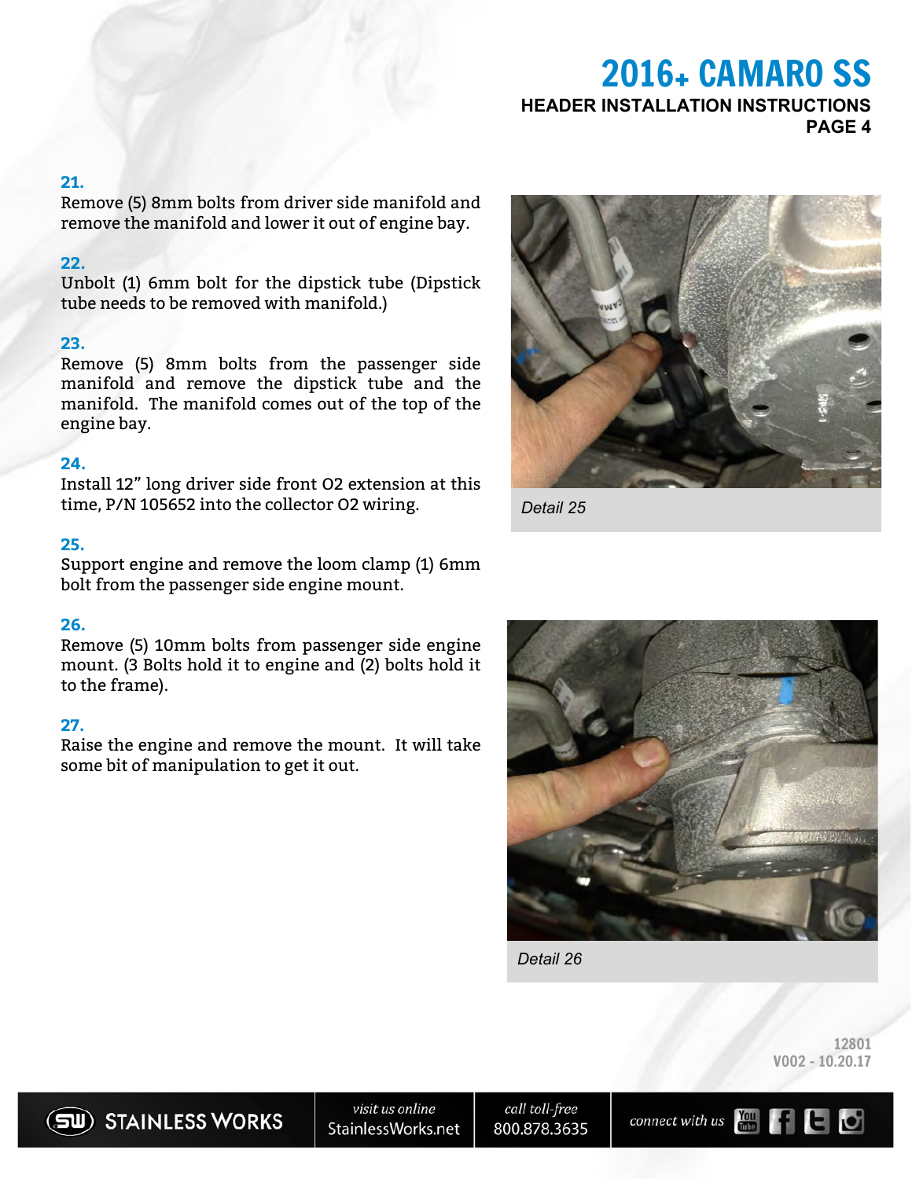**21.**
Remove (5) 8mm bolts from driver side manifold and remove the manifold and lower it out of engine bay.

**22.**
Unbolt (1) 6mm bolt for the dipstick tube (Dipstick tube needs to be removed with manifold.)

**23.**
Remove (5) 8mm bolts from the passenger side manifold and remove the dipstick tube and the manifold. The manifold comes out of the top of the engine bay.

**24.**
Install 12" long driver side front O2 extension at this time, P/N 105652 into the collector O2 wiring.

**25.**
Support engine and remove the loom clamp (1) 6mm bolt from the passenger side engine mount.

**26.**
Remove (5) 10mm bolts from passenger side engine mount. (3 Bolts hold it to engine and (2) bolts hold it to the frame).

**27.**
Raise the engine and remove the mount. It will take some bit of manipulation to get it out.

*Detail 25*

*Detail 26*

12801
V002 - 10.20.17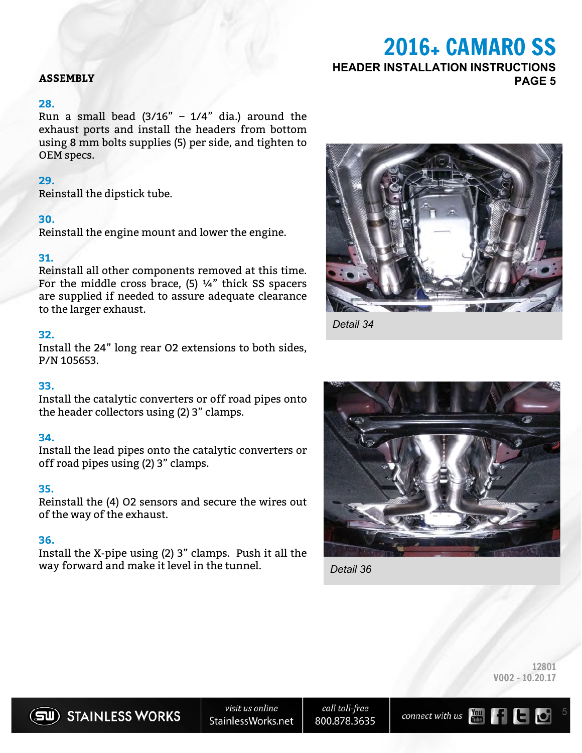# 2016+ CAMARO SS

## HEADER INSTALLATION INSTRUCTIONS

### ASSEMBLY

**28.**
Run a small bead (3/16" – 1/4" dia.) around the exhaust ports and install the headers from bottom using 8 mm bolts supplies (5) per side, and tighten to OEM specs.

**29.**
Reinstall the dipstick tube.

**30.**
Reinstall the engine mount and lower the engine.

**31.**
Reinstall all other components removed at this time. For the middle cross brace, (5) ¼" thick SS spacers are supplied if needed to assure adequate clearance to the larger exhaust.

**32.**
Install the 24" long rear O2 extensions to both sides, P/N 105653.

**33.**
Install the catalytic converters or off road pipes onto the header collectors using (2) 3" clamps.

**34.**
Install the lead pipes onto the catalytic converters or off road pipes using (2) 3" clamps.

**35.**
Reinstall the (4) O2 sensors and secure the wires out of the way of the exhaust.

**36.**
Install the X-pipe using (2) 3" clamps. Push it all the way forward and make it level in the tunnel.

*Detail 34*

*Detail 36*

12801
V002 - 10.20.17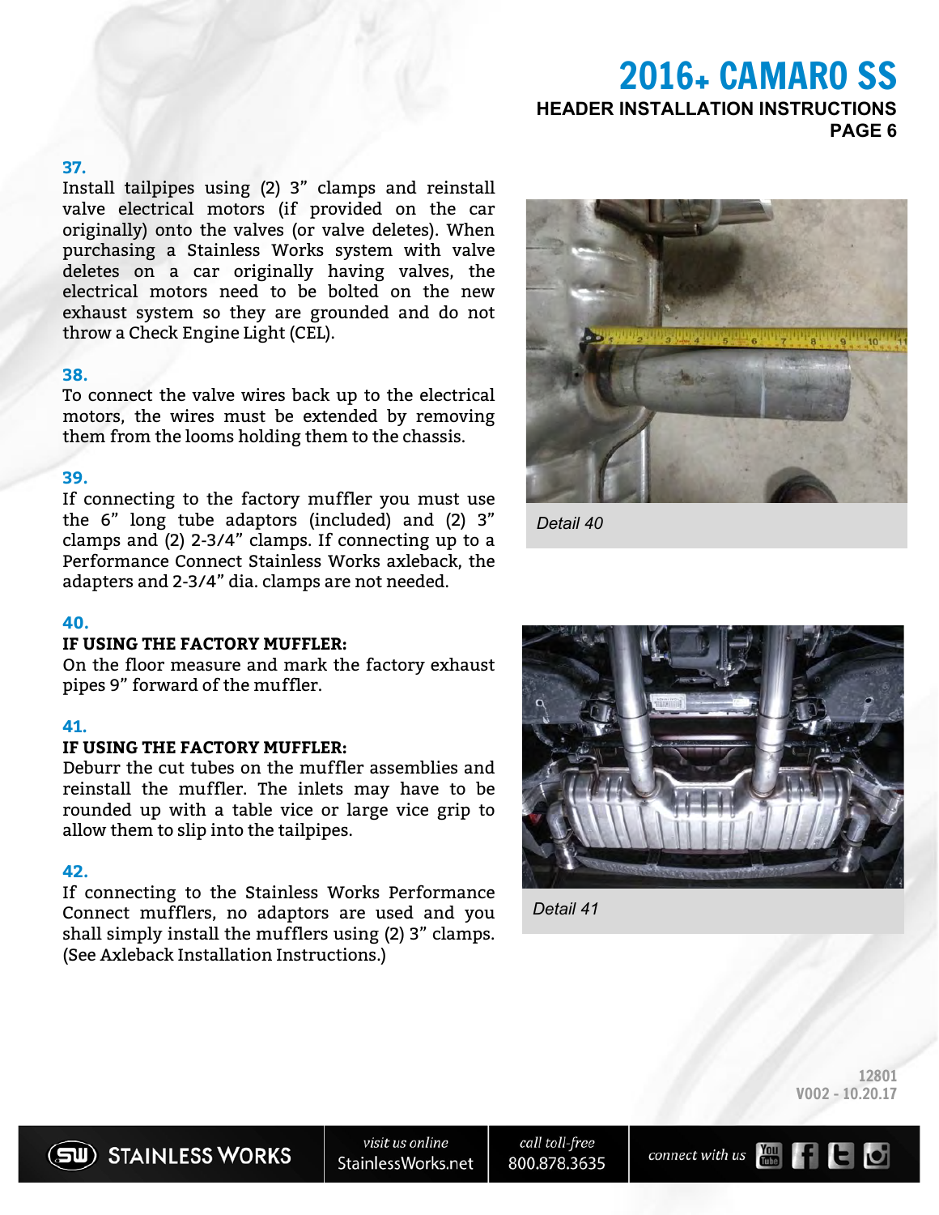**37.**
Install tailpipes using (2) 3" clamps and reinstall valve electrical motors (if provided on the car originally) onto the valves (or valve deletes). When purchasing a Stainless Works system with valve deletes on a car originally having valves, the electrical motors need to be bolted on the new exhaust system so they are grounded and do not throw a Check Engine Light (CEL).

**38.**
To connect the valve wires back up to the electrical motors, the wires must be extended by removing them from the looms holding them to the chassis.

**39.**
If connecting to the factory muffler you must use the 6" long tube adaptors (included) and (2) 3" clamps and (2) 2-3/4" clamps. If connecting up to a Performance Connect Stainless Works axleback, the adapters and 2-3/4" dia. clamps are not needed.

**40.**
**IF USING THE FACTORY MUFFLER:**
On the floor measure and mark the factory exhaust pipes 9" forward of the muffler.

**41.**
**IF USING THE FACTORY MUFFLER:**
Deburr the cut tubes on the muffler assemblies and reinstall the muffler. The inlets may have to be rounded up with a table vice or large vice grip to allow them to slip into the tailpipes.

**42.**
If connecting to the Stainless Works Performance Connect mufflers, no adaptors are used and you shall simply install the mufflers using (2) 3" clamps. (See Axleback Installation Instructions.)

*Detail 40*

*Detail 41*

12801
V002 - 10.20.17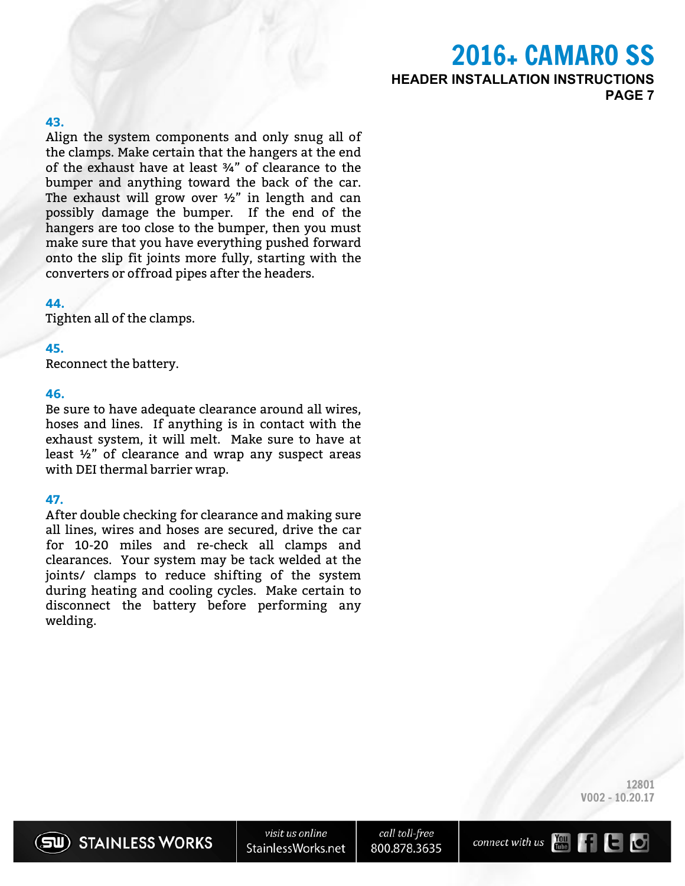**43.**
Align the system components and only snug all of the clamps. Make certain that the hangers at the end of the exhaust have at least ¾" of clearance to the bumper and anything toward the back of the car. The exhaust will grow over ½" in length and can possibly damage the bumper. If the end of the hangers are too close to the bumper, then you must make sure that you have everything pushed forward onto the slip fit joints more fully, starting with the converters or offroad pipes after the headers.

**44.**
Tighten all of the clamps.

**45.**
Reconnect the battery.

**46.**
Be sure to have adequate clearance around all wires, hoses and lines. If anything is in contact with the exhaust system, it will melt. Make sure to have at least ½" of clearance and wrap any suspect areas with DEI thermal barrier wrap.

**47.**
After double checking for clearance and making sure all lines, wires and hoses are secured, drive the car for 10-20 miles and re-check all clamps and clearances. Your system may be tack welded at the joints/ clamps to reduce shifting of the system during heating and cooling cycles. Make certain to disconnect the battery before performing any welding.

12801
V002 - 10.20.17